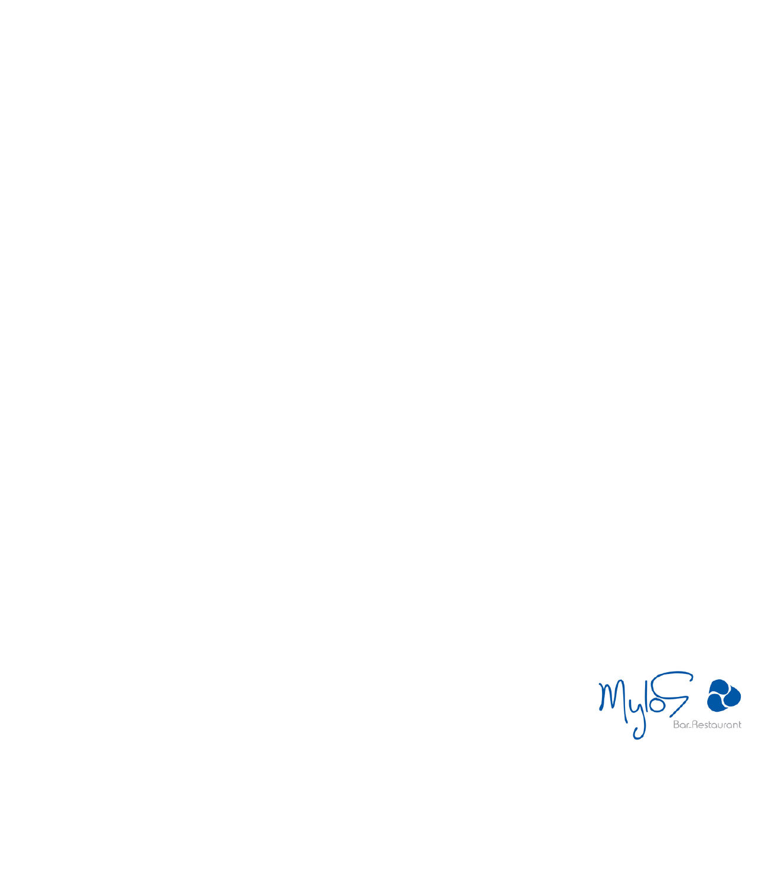Mylos

Bar-Restaurant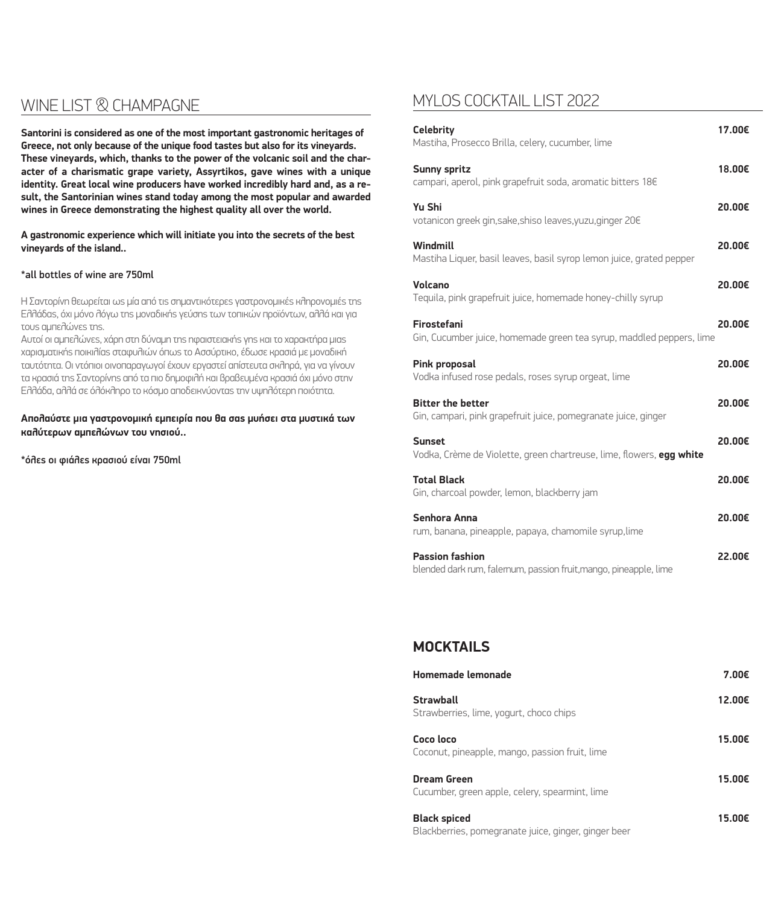## WINE LIST & CHAMPAGNE

**Santorini is considered as one of the most important gastronomic heritages of Greece, not only because of the unique food tastes but also for its vineyards. These vineyards, which, thanks to the power of the volcanic soil and the character of a charismatic grape variety, Assyrtikos, gave wines with a unique identity. Great local wine producers have worked incredibly hard and, as a result, the Santorinian wines stand today among the most popular and awarded wines in Greece demonstrating the highest quality all over the world.**

**A gastronomic experience which will initiate you into the secrets of the best vineyards of the island..**

*all bottles of wine are 750ml

Η Σαντορίνη θεωρείται ως μία από τις σημαντικότερες γαστρονομικές κληρονομιές της Ελλάδας, όχι μόνο λόγω της μοναδικής γεύσης των τοπικών προϊόντων, αλλά και για τους αμπελώνες της.
Αυτοί οι αμπελώνες, χάρη στη δύναμη της ηφαιστειακής γης και το χαρακτήρα μιας χαρισματικής ποικιλίας σταφυλιών όπως το Ασσύρτικο, έδωσε κρασιά με μοναδική ταυτότητα. Οι ντόπιοι οινοπαραγωγοί έχουν εργαστεί απίστευτα σκληρά, για να γίνουν τα κρασιά της Σαντορίνης από τα πιο δημοφιλή και βραβευμένα κρασιά όχι μόνο στην Ελλάδα, αλλά σε όλόκληρο το κόσμο αποδεικνύοντας την υψηλότερη ποιότητα.

**Απολαύστε μια γαστρονομική εμπειρία που θα σας μυήσει στα μυστικά των καλύτερων αμπελώνων του νησιού..**

*όλες οι φιάλες κρασιού είναι 750ml

## MYLOS COCKTAIL LIST 2022

**Celebrity** — **17.00€**
Mastiha, Prosecco Brilla, celery, cucumber, lime

**Sunny spritz** — **18.00€**
campari, aperol, pink grapefruit soda, aromatic bitters 18€

**Yu Shi** — **20.00€**
votanicon greek gin,sake,shiso leaves,yuzu,ginger 20€

**Windmill** — **20.00€**
Mastiha Liquer, basil leaves, basil syrop lemon juice, grated pepper

**Volcano** — **20.00€**
Tequila, pink grapefruit juice, homemade honey-chilly syrup

**Firostefani** — **20.00€**
Gin, Cucumber juice, homemade green tea syrup, maddled peppers, lime

**Pink proposal** — **20.00€**
Vodka infused rose pedals, roses syrup orgeat, lime

**Bitter the better** — **20.00€**
Gin, campari, pink grapefruit juice, pomegranate juice, ginger

**Sunset** — **20.00€**
Vodka, Crème de Violette, green chartreuse, lime, flowers, **egg white**

**Total Black** — **20.00€**
Gin, charcoal powder, lemon, blackberry jam

**Senhora Anna** — **20.00€**
rum, banana, pineapple, papaya, chamomile syrup,lime

**Passion fashion** — **22.00€**
blended dark rum, falernum, passion fruit,mango, pineapple, lime

## MOCKTAILS

**Homemade lemonade** — **7.00€**

**Strawball** — **12.00€**
Strawberries, lime, yogurt, choco chips

**Coco loco** — **15.00€**
Coconut, pineapple, mango, passion fruit, lime

**Dream Green** — **15.00€**
Cucumber, green apple, celery, spearmint, lime

**Black spiced** — **15.00€**
Blackberries, pomegranate juice, ginger, ginger beer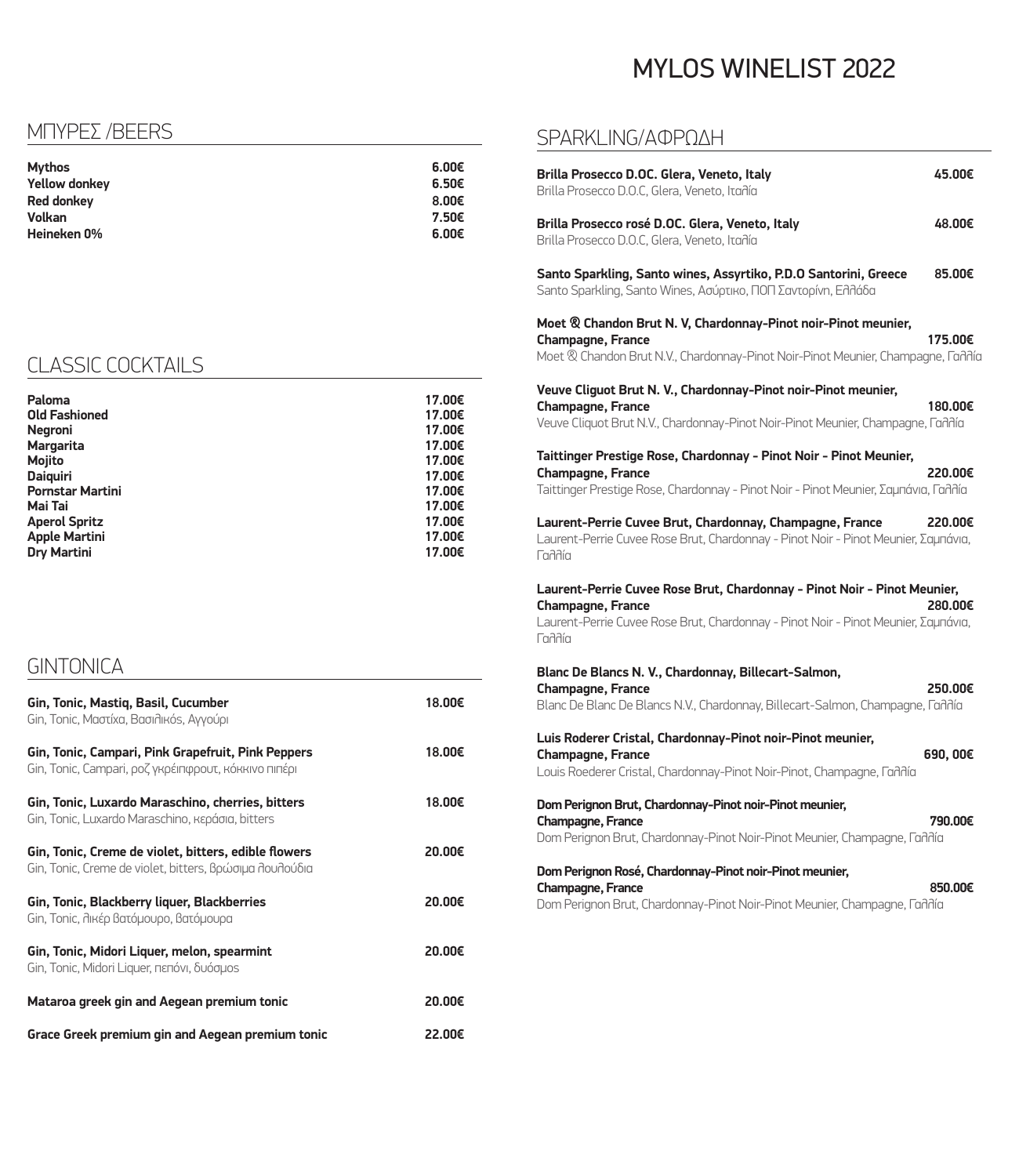# MYLOS WINELIST 2022

## ΜΠΥΡΕΣ /BEERS

| | |
|---|---|
| **Mythos** | **6.00€** |
| **Yellow donkey** | **6.50€** |
| **Red donkey** | **8.00€** |
| **Volkan** | **7.50€** |
| **Heineken 0%** | **6.00€** |

## CLASSIC COCKTAILS

| | |
|---|---|
| **Paloma** | **17.00€** |
| **Old Fashioned** | **17.00€** |
| **Negroni** | **17.00€** |
| **Margarita** | **17.00€** |
| **Mojito** | **17.00€** |
| **Daiquiri** | **17.00€** |
| **Pornstar Martini** | **17.00€** |
| **Mai Tai** | **17.00€** |
| **Aperol Spritz** | **17.00€** |
| **Apple Martini** | **17.00€** |
| **Dry Martini** | **17.00€** |

## GINTONICA

**Gin, Tonic, Mastiq, Basil, Cucumber** **18.00€**
Gin, Tonic, Μαστίχα, Βασιλικός, Αγγούρι

**Gin, Tonic, Campari, Pink Grapefruit, Pink Peppers** **18.00€**
Gin, Tonic, Campari, ροζ γκρέιπφρουτ, κόκκινο πιπέρι

**Gin, Tonic, Luxardo Maraschino, cherries, bitters** **18.00€**
Gin, Tonic, Luxardo Maraschino, κεράσια, bitters

**Gin, Tonic, Creme de violet, bitters, edible flowers** **20.00€**
Gin, Tonic, Creme de violet, bitters, βρώσιμα λουλούδια

**Gin, Tonic, Blackberry liquer, Blackberries** **20.00€**
Gin, Tonic, λικέρ βατόμουρο, βατόμουρα

**Gin, Tonic, Midori Liquer, melon, spearmint** **20.00€**
Gin, Tonic, Midori Liquer, πεπόνι, δυόσμος

**Mataroa greek gin and Aegean premium tonic** **20.00€**

**Grace Greek premium gin and Aegean premium tonic** **22.00€**

## SPARKLING/ΑΦΡΩΔΗ

**Brilla Prosecco D.OC. Glera, Veneto, Italy** **45.00€**
Brilla Prosecco D.O.C, Glera, Veneto, Ιταλία

**Brilla Prosecco rosé D.OC. Glera, Veneto, Italy** **48.00€**
Brilla Prosecco D.O.C, Glera, Veneto, Ιταλία

**Santo Sparkling, Santo wines, Assyrtiko, P.D.O Santorini, Greece** **85.00€**
Santo Sparkling, Santo Wines, Ασύρτικο, ΠΟΠ Σαντορίνη, Ελλάδα

**Moet & Chandon Brut N. V, Chardonnay-Pinot noir-Pinot meunier, Champagne, France** **175.00€**
Moet & Chandon Brut N.V., Chardonnay-Pinot Noir-Pinot Meunier, Champagne, Γαλλία

**Veuve Cliguot Brut N. V., Chardonnay-Pinot noir-Pinot meunier, Champagne, France** **180.00€**
Veuve Cliquot Brut N.V., Chardonnay-Pinot Noir-Pinot Meunier, Champagne, Γαλλία

**Taittinger Prestige Rose, Chardonnay - Pinot Noir - Pinot Meunier, Champagne, France** **220.00€**
Taittinger Prestige Rose, Chardonnay - Pinot Noir - Pinot Meunier, Σαμπάνια, Γαλλία

**Laurent-Perrie Cuvee Brut, Chardonnay, Champagne, France** **220.00€**
Laurent-Perrie Cuvee Rose Brut, Chardonnay - Pinot Noir - Pinot Meunier, Σαμπάνια, Γαλλία

**Laurent-Perrie Cuvee Rose Brut, Chardonnay - Pinot Noir - Pinot Meunier, Champagne, France** **280.00€**
Laurent-Perrie Cuvee Rose Brut, Chardonnay - Pinot Noir - Pinot Meunier, Σαμπάνια, Γαλλία

**Blanc De Blancs N. V., Chardonnay, Billecart-Salmon, Champagne, France** **250.00€**
Blanc De Blanc De Blancs N.V., Chardonnay, Billecart-Salmon, Champagne, Γαλλία

**Luis Roderer Cristal, Chardonnay-Pinot noir-Pinot meunier, Champagne, France** **690, 00€**
Louis Roederer Cristal, Chardonnay-Pinot Noir-Pinot, Champagne, Γαλλία

**Dom Perignon Brut, Chardonnay-Pinot noir-Pinot meunier, Champagne, France** **790.00€**
Dom Perignon Brut, Chardonnay-Pinot Noir-Pinot Meunier, Champagne, Γαλλία

**Dom Perignon Rosé, Chardonnay-Pinot noir-Pinot meunier, Champagne, France** **850.00€**
Dom Perignon Brut, Chardonnay-Pinot Noir-Pinot Meunier, Champagne, Γαλλία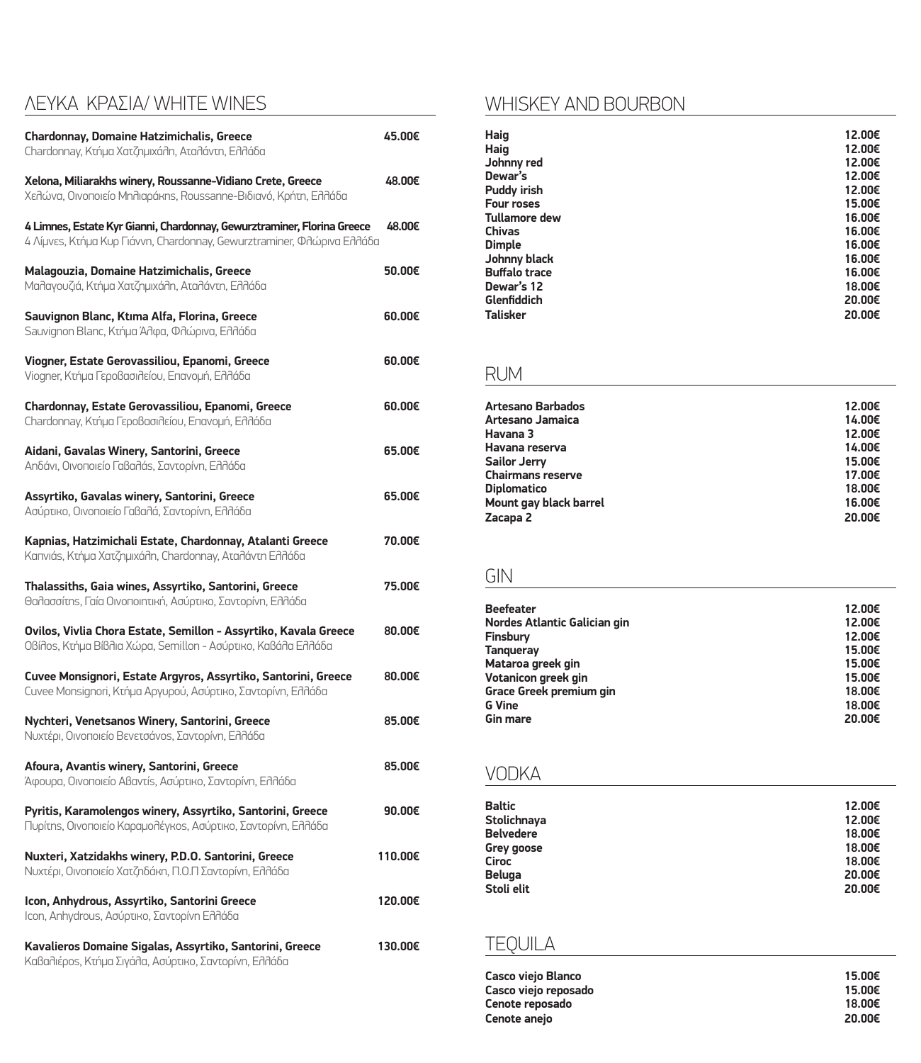## ΛΕΥΚΑ ΚΡΑΣΙΑ/ WHITE WINES

| | |
|---|---|
| **Chardonnay, Domaine Hatzimichalis, Greece**<br>Chardonnay, Κτήμα Χατζημιχάλη, Αταλάντη, Ελλάδα | **45.00€** |
| **Xelona, Miliarakhs winery, Roussanne-Vidiano Crete, Greece**<br>Χελώνα, Οινοποιείο Μηλιαράκης, Roussanne-Βιδιανό, Κρήτη, Ελλάδα | **48.00€** |
| **4 Limnes, Estate Kyr Gianni, Chardonnay, Gewurztraminer, Florina Greece**<br>4 Λίμνες, Κτήμα Κυρ Γιάννη, Chardonnay, Gewurztraminer, Φλώρινα Ελλάδα | **48.00€** |
| **Malagouzia, Domaine Hatzimichalis, Greece**<br>Μαλαγουζιά, Κτήμα Χατζημιχάλη, Αταλάντη, Ελλάδα | **50.00€** |
| **Sauvignon Blanc, Ktιma Alfa, Florina, Greece**<br>Sauvignon Blanc, Κτήμα Άλφα, Φλώρινα, Ελλάδα | **60.00€** |
| **Viogner, Estate Gerovassiliou, Epanomi, Greece**<br>Viogner, Κτήμα Γεροβασιλείου, Επανομή, Ελλάδα | **60.00€** |
| **Chardonnay, Estate Gerovassiliou, Epanomi, Greece**<br>Chardonnay, Κτήμα Γεροβασιλείου, Επανομή, Ελλάδα | **60.00€** |
| **Aidani, Gavalas Winery, Santorini, Greece**<br>Αηδάνι, Οινοποιείο Γαβαλάς, Σαντορίνη, Ελλάδα | **65.00€** |
| **Assyrtiko, Gavalas winery, Santorini, Greece**<br>Ασύρτικο, Οινοποιείο Γαβαλά, Σαντορίνη, Ελλάδα | **65.00€** |
| **Kapnias, Hatzimichali Estate, Chardonnay, Atalanti Greece**<br>Καπνιάς, Κτήμα Χατζημιχάλη, Chardonnay, Αταλάντη Ελλάδα | **70.00€** |
| **Thalassiths, Gaia wines, Assyrtiko, Santorini, Greece**<br>Θαλασσίτης, Γαία Οινοποιητική, Ασύρτικο, Σαντορίνη, Ελλάδα | **75.00€** |
| **Ovilos, Vivlia Chora Estate, Semillon - Assyrtiko, Kavala Greece**<br>Οβίλος, Κτήμα Βίβλια Χώρα, Semillon - Ασύρτικο, Καβάλα Ελλάδα | **80.00€** |
| **Cuvee Monsignori, Estate Argyros, Assyrtiko, Santorini, Greece**<br>Cuvee Monsignori, Κτήμα Αργυρού, Ασύρτικο, Σαντορίνη, Ελλάδα | **80.00€** |
| **Nychteri, Venetsanos Winery, Santorini, Greece**<br>Νυχτέρι, Οινοποιείο Βενετσάνος, Σαντορίνη, Ελλάδα | **85.00€** |
| **Afoura, Avantis winery, Santorini, Greece**<br>Άφουρα, Οινοποιείο Αβαντίς, Ασύρτικο, Σαντορίνη, Ελλάδα | **85.00€** |
| **Pyritis, Karamolengos winery, Assyrtiko, Santorini, Greece**<br>Πυρίτης, Οινοποιείο Καραμολέγκος, Ασύρτικο, Σαντορίνη, Ελλάδα | **90.00€** |
| **Nuxteri, Xatzidakhs winery, P.D.O. Santorini, Greece**<br>Νυχτέρι, Οινοποιείο Χατζηδάκη, Π.Ο.Π Σαντορίνη, Ελλάδα | **110.00€** |
| **Icon, Anhydrous, Assyrtiko, Santorini Greece**<br>Icon, Anhydrous, Ασύρτικο, Σαντορίνη Ελλάδα | **120.00€** |
| **Kavalieros Domaine Sigalas, Assyrtiko, Santorini, Greece**<br>Καβαλιέρος, Κτήμα Σιγάλα, Ασύρτικο, Σαντορίνη, Ελλάδα | **130.00€** |

## WHISKEY AND BOURBON

| | |
|---|---|
| **Haig** | **12.00€** |
| **Haig** | **12.00€** |
| **Johnny red** | **12.00€** |
| **Dewar's** | **12.00€** |
| **Puddy irish** | **12.00€** |
| **Four roses** | **15.00€** |
| **Tullamore dew** | **16.00€** |
| **Chivas** | **16.00€** |
| **Dimple** | **16.00€** |
| **Johnny black** | **16.00€** |
| **Buffalo trace** | **16.00€** |
| **Dewar's 12** | **18.00€** |
| **Glenfiddich** | **20.00€** |
| **Talisker** | **20.00€** |

## RUM

| | |
|---|---|
| **Artesano Barbados** | **12.00€** |
| **Artesano Jamaica** | **14.00€** |
| **Havana 3** | **12.00€** |
| **Havana reserva** | **14.00€** |
| **Sailor Jerry** | **15.00€** |
| **Chairmans reserve** | **17.00€** |
| **Diplomatico** | **18.00€** |
| **Mount gay black barrel** | **16.00€** |
| **Zacapa 2** | **20.00€** |

## GIN

| | |
|---|---|
| **Beefeater** | **12.00€** |
| **Nordes Atlantic Galician gin** | **12.00€** |
| **Finsbury** | **12.00€** |
| **Tanqueray** | **15.00€** |
| **Mataroa greek gin** | **15.00€** |
| **Votanicon greek gin** | **15.00€** |
| **Grace Greek premium gin** | **18.00€** |
| **G Vine** | **18.00€** |
| **Gin mare** | **20.00€** |

## VODKA

| | |
|---|---|
| **Baltic** | **12.00€** |
| **Stolichnaya** | **12.00€** |
| **Belvedere** | **18.00€** |
| **Grey goose** | **18.00€** |
| **Ciroc** | **18.00€** |
| **Beluga** | **20.00€** |
| **Stoli elit** | **20.00€** |

## TEQUILA

| | |
|---|---|
| **Casco viejo Blanco** | **15.00€** |
| **Casco viejo reposado** | **15.00€** |
| **Cenote reposado** | **18.00€** |
| **Cenote anejo** | **20.00€** |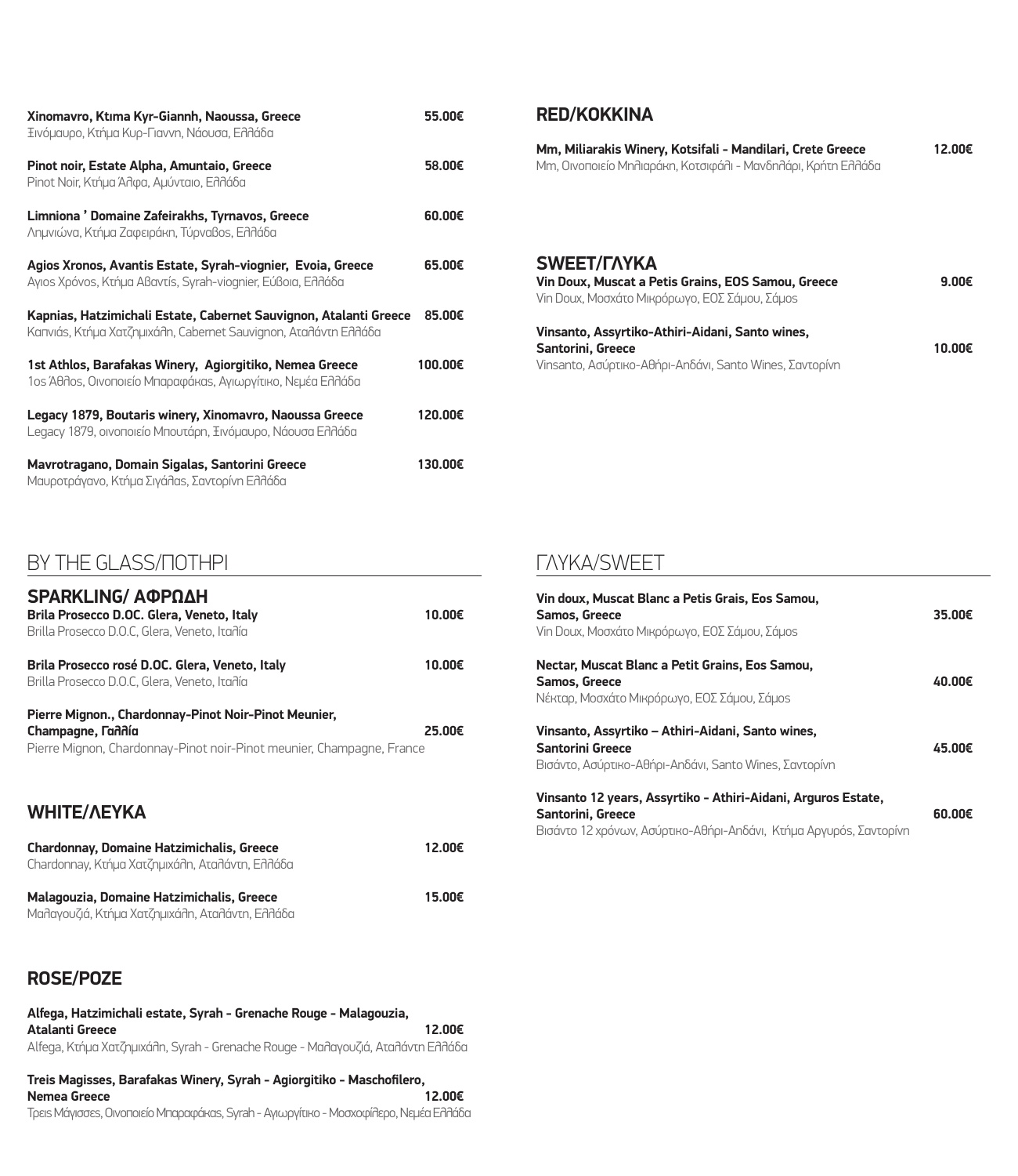**Xinomavro, Ktιma Kyr-Giannh, Naoussa, Greece** **55.00€**
Ξινόμαυρο, Κτήμα Κυρ-Γιαννη, Νάουσα, Ελλάδα

**Pinot noir, Estate Alpha, Amuntaio, Greece** **58.00€**
Pinot Noir, Κτήμα Άλφα, Αμύνταιο, Ελλάδα

**Limniona ' Domaine Zafeirakhs, Tyrnavos, Greece** **60.00€**
Λημνιώνα, Κτήμα Ζαφειράκη, Τύρναβος, Ελλάδα

**Agios Xronos, Avantis Estate, Syrah-viognier, Evoia, Greece** **65.00€**
Αγιος Χρόνος, Κτήμα Αβαντίς, Syrah-viognier, Εύβοια, Ελλάδα

**Kapnias, Hatzimichali Estate, Cabernet Sauvignon, Atalanti Greece** **85.00€**
Καπνιάς, Κτήμα Χατζημιχάλη, Cabernet Sauvignon, Αταλάντη Ελλάδα

**1st Athlos, Barafakas Winery, Agiorgitiko, Nemea Greece** **100.00€**
1ος Άθλος, Οινοποιείο Μπαραφάκας, Αγιωργίτικο, Νεμέα Ελλάδα

**Legacy 1879, Boutaris winery, Xinomavro, Naoussa Greece** **120.00€**
Legacy 1879, οινοποιείο Μπουτάρη, Ξινόμαυρο, Νάουσα Ελλάδα

**Mavrotragano, Domain Sigalas, Santorini Greece** **130.00€**
Μαυροτράγανο, Κτήμα Σιγάλας, Σαντορίνη Ελλάδα

## RED/ΚΟΚΚΙΝΑ

**Mm, Miliarakis Winery, Kotsifali - Mandilari, Crete Greece** **12.00€**
Mm, Οινοποιείο Μηλιαράκη, Κοτσιφάλι - Μανδηλάρι, Κρήτη Ελλάδα

## SWEET/ΓΛΥΚΑ

**Vin Doux, Muscat a Petis Grains, EOS Samou, Greece** **9.00€**
Vin Doux, Μοσχάτο Μικρόρωγο, ΕΟΣ Σάμου, Σάμος

**Vinsanto, Assyrtiko-Athiri-Aidani, Santo wines, Santorini, Greece** **10.00€**
Vinsanto, Ασύρτικο-Αθήρι-Αηδάνι, Santo Wines, Σαντορίνη

# BY THE GLASS/ΠΟΤΗΡΙ

## SPARKLING/ ΑΦΡΩΔΗ

**Brila Prosecco D.OC. Glera, Veneto, Italy** **10.00€**
Brilla Prosecco D.O.C, Glera, Veneto, Ιταλία

**Brila Prosecco rosé D.OC. Glera, Veneto, Italy** **10.00€**
Brilla Prosecco D.O.C, Glera, Veneto, Ιταλία

**Pierre Mignon., Chardonnay-Pinot Noir-Pinot Meunier, Champagne, Γαλλία** **25.00€**
Pierre Mignon, Chardonnay-Pinot noir-Pinot meunier, Champagne, France

## WHITE/ΛΕΥΚΑ

**Chardonnay, Domaine Hatzimichalis, Greece** **12.00€**
Chardonnay, Κτήμα Χατζημιχάλη, Αταλάντη, Ελλάδα

**Malagouzia, Domaine Hatzimichalis, Greece** **15.00€**
Μαλαγουζιά, Κτήμα Χατζημιχάλη, Αταλάντη, Ελλάδα

## ROSE/ΡΟΖΕ

**Alfega, Hatzimichali estate, Syrah - Grenache Rouge - Malagouzia, Atalanti Greece** **12.00€**
Alfega, Κτήμα Χατζημιχάλη, Syrah - Grenache Rouge - Μαλαγουζιά, Αταλάντη Ελλάδα

**Treis Magisses, Barafakas Winery, Syrah - Agiorgitiko - Maschofilero, Nemea Greece** **12.00€**
Τρεις Μάγισσες, Οινοποιείο Μπαραφάκας, Syrah - Αγιωργίτικο - Μοσχοφίλερο, Νεμέα Ελλάδα

# ΓΛΥΚΑ/SWEET

**Vin doux, Muscat Blanc a Petis Grais, Eos Samou, Samos, Greece** **35.00€**
Vin Doux, Μοσχάτο Μικρόρωγο, ΕΟΣ Σάμου, Σάμος

**Nectar, Muscat Blanc a Petit Grains, Eos Samou, Samos, Greece** **40.00€**
Νέκταρ, Μοσχάτο Μικρόρωγο, ΕΟΣ Σάμου, Σάμος

**Vinsanto, Assyrtiko – Athiri-Aidani, Santo wines, Santorini Greece** **45.00€**
Βισάντο, Ασύρτικο-Αθήρι-Αηδάνι, Santo Wines, Σαντορίνη

**Vinsanto 12 years, Assyrtiko - Athiri-Aidani, Arguros Estate, Santorini, Greece** **60.00€**
Βισάντο 12 χρόνων, Ασύρτικο-Αθήρι-Αηδάνι, Κτήμα Αργυρός, Σαντορίνη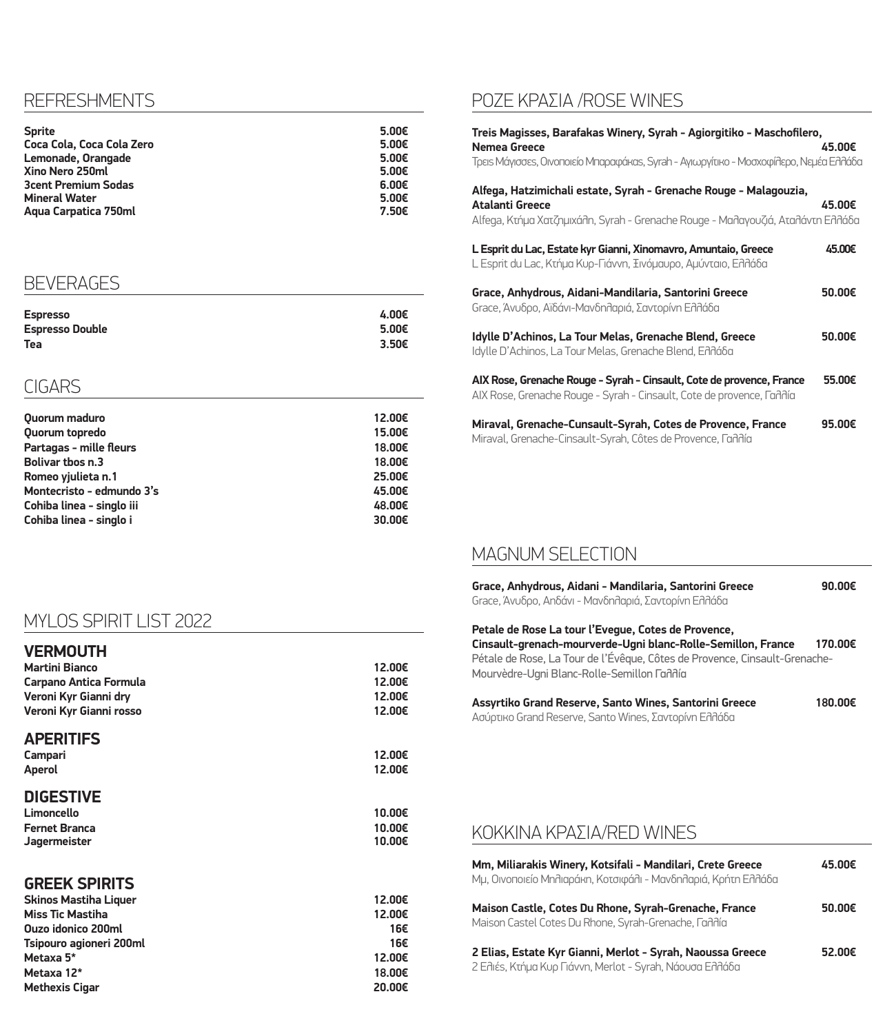## REFRESHMENTS

| | |
|---|---|
| **Sprite** | **5.00€** |
| **Coca Cola, Coca Cola Zero** | **5.00€** |
| **Lemonade, Orangade** | **5.00€** |
| **Xino Nero 250ml** | **5.00€** |
| **3cent Premium Sodas** | **6.00€** |
| **Mineral Water** | **5.00€** |
| **Aqua Carpatica 750ml** | **7.50€** |

## BEVERAGES

| | |
|---|---|
| **Espresso** | **4.00€** |
| **Espresso Double** | **5.00€** |
| **Tea** | **3.50€** |

## CIGARS

| | |
|---|---|
| **Quorum maduro** | **12.00€** |
| **Quorum topredo** | **15.00€** |
| **Partagas - mille fleurs** | **18.00€** |
| **Bolivar tbos n.3** | **18.00€** |
| **Romeo yjulieta n.1** | **25.00€** |
| **Montecristo - edmundo 3's** | **45.00€** |
| **Cohiba linea - singlo iii** | **48.00€** |
| **Cohiba linea - singlo i** | **30.00€** |

## MYLOS SPIRIT LIST 2022

### VERMOUTH

| | |
|---|---|
| **Martini Bianco** | **12.00€** |
| **Carpano Antica Formula** | **12.00€** |
| **Veroni Kyr Gianni dry** | **12.00€** |
| **Veroni Kyr Gianni rosso** | **12.00€** |

### APERITIFS

| | |
|---|---|
| **Campari** | **12.00€** |
| **Aperol** | **12.00€** |

### DIGESTIVE

| | |
|---|---|
| **Limoncello** | **10.00€** |
| **Fernet Branca** | **10.00€** |
| **Jagermeister** | **10.00€** |

### GREEK SPIRITS

| | |
|---|---|
| **Skinos Mastiha Liquer** | **12.00€** |
| **Miss Tic Mastiha** | **12.00€** |
| **Ouzo idonico 200ml** | **16€** |
| **Tsipouro agioneri 200ml** | **16€** |
| **Metaxa 5*** | **12.00€** |
| **Metaxa 12*** | **18.00€** |
| **Methexis Cigar** | **20.00€** |

## ΡΟΖΕ ΚΡΑΣΙΑ /ROSE WINES

**Treis Magisses, Barafakas Winery, Syrah - Agiorgitiko - Maschofilero, Nemea Greece** **45.00€**
Τρεις Μάγισσες, Οινοποιείο Μπαραφάκας, Syrah - Αγιωργίτικο - Μοσχοφίλερο, Νεμέα Ελλάδα

**Alfega, Hatzimichali estate, Syrah - Grenache Rouge - Malagouzia, Atalanti Greece** **45.00€**
Alfega, Κτήμα Χατζημιχάλη, Syrah - Grenache Rouge - Μαλαγουζιά, Αταλάντη Ελλάδα

**L Esprit du Lac, Estate kyr Gianni, Xinomavro, Amuntaio, Greece** **45.00€**
L Esprit du Lac, Κτήμα Κυρ-Γιάννη, Ξινόμαυρο, Αμύνταιο, Ελλάδα

**Grace, Anhydrous, Aidani-Mandilaria, Santorini Greece** **50.00€**
Grace, Άνυδρο, Αϊδάνι-Μανδηλαριά, Σαντορίνη Ελλάδα

**Idylle D'Achinos, La Tour Melas, Grenache Blend, Greece** **50.00€**
Idylle D'Achinos, La Tour Melas, Grenache Blend, Ελλάδα

**AIX Rose, Grenache Rouge - Syrah - Cinsault, Cote de provence, France** **55.00€**
AIX Rose, Grenache Rouge - Syrah - Cinsault, Cote de provence, Γαλλία

**Miraval, Grenache-Cunsault-Syrah, Cotes de Provence, France** **95.00€**
Miraval, Grenache-Cinsault-Syrah, Côtes de Provence, Γαλλία

## MAGNUM SELECTION

**Grace, Anhydrous, Aidani - Mandilaria, Santorini Greece** **90.00€**
Grace, Άνυδρο, Αηδάνι - Μανδηλαριά, Σαντορίνη Ελλάδα

**Petale de Rose La tour l'Evegue, Cotes de Provence, Cinsault-grenach-mourverde-Ugni blanc-Rolle-Semillon, France** **170.00€**
Pétale de Rose, La Tour de l'Évêque, Côtes de Provence, Cinsault-Grenache-Mourvèdre-Ugni Blanc-Rolle-Semillon Γαλλία

**Assyrtiko Grand Reserve, Santo Wines, Santorini Greece** **180.00€**
Ασύρτικο Grand Reserve, Santo Wines, Σαντορίνη Ελλάδα

## ΚΟΚΚΙΝΑ ΚΡΑΣΙΑ/RED WINES

**Mm, Miliarakis Winery, Kotsifali - Mandilari, Crete Greece** **45.00€**
Μμ, Οινοποιείο Μηλιαράκη, Κοτσιφάλι - Μανδηλαριά, Κρήτη Ελλάδα

**Maison Castle, Cotes Du Rhone, Syrah-Grenache, France** **50.00€**
Maison Castel Cotes Du Rhone, Syrah-Grenache, Γαλλία

**2 Elias, Estate Kyr Gianni, Merlot - Syrah, Naoussa Greece** **52.00€**
2 Ελιές, Κτήμα Κυρ Γιάννη, Merlot - Syrah, Νάουσα Ελλάδα